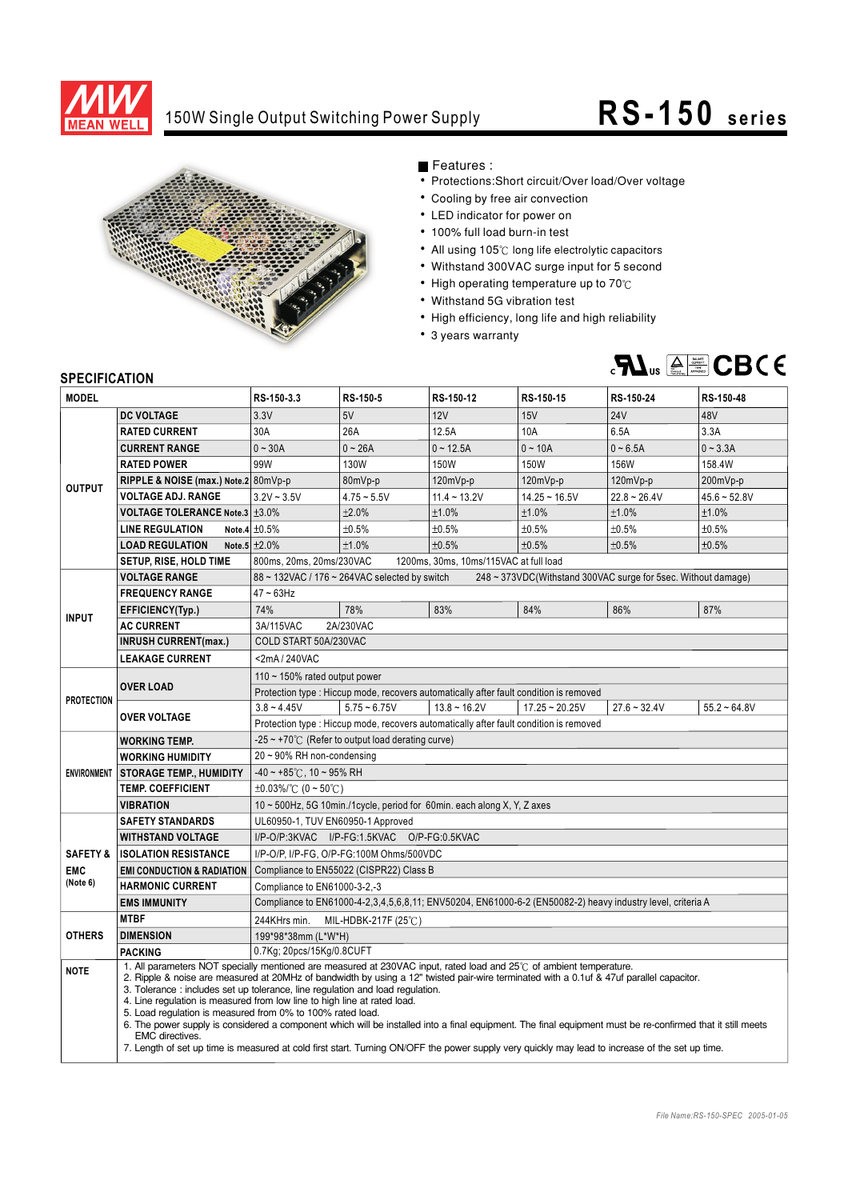# MEAN WELL

## 150W Single Output Switching Power Supply — RS-150 series

### Features :

- Protections:Short circuit/Over load/Over voltage
- Cooling by free air convection
- LED indicator for power on
- 100% full load burn-in test
- All using 105℃ long life electrolytic capacitors
- Withstand 300VAC surge input for 5 second
- High operating temperature up to 70℃
- Withstand 5G vibration test
- High efficiency, long life and high reliability
- 3 years warranty

## SPECIFICATION

| MODEL | | RS-150-3.3 | RS-150-5 | RS-150-12 | RS-150-15 | RS-150-24 | RS-150-48 |
|---|---|---|---|---|---|---|---|
| OUTPUT | DC VOLTAGE | 3.3V | 5V | 12V | 15V | 24V | 48V |
| | RATED CURRENT | 30A | 26A | 12.5A | 10A | 6.5A | 3.3A |
| | CURRENT RANGE | 0 ~ 30A | 0 ~ 26A | 0 ~ 12.5A | 0 ~ 10A | 0 ~ 6.5A | 0 ~ 3.3A |
| | RATED POWER | 99W | 130W | 150W | 150W | 156W | 158.4W |
| | RIPPLE & NOISE (max.) Note.2 | 80mVp-p | 80mVp-p | 120mVp-p | 120mVp-p | 120mVp-p | 200mVp-p |
| | VOLTAGE ADJ. RANGE | 3.2V ~ 3.5V | 4.75 ~ 5.5V | 11.4 ~ 13.2V | 14.25 ~ 16.5V | 22.8 ~ 26.4V | 45.6 ~ 52.8V |
| | VOLTAGE TOLERANCE Note.3 | ±3.0% | ±2.0% | ±1.0% | ±1.0% | ±1.0% | ±1.0% |
| | LINE REGULATION Note.4 | ±0.5% | ±0.5% | ±0.5% | ±0.5% | ±0.5% | ±0.5% |
| | LOAD REGULATION Note.5 | ±2.0% | ±1.0% | ±0.5% | ±0.5% | ±0.5% | ±0.5% |
| | SETUP, RISE, HOLD TIME | 800ms, 20ms, 20ms/230VAC 1200ms, 30ms, 10ms/115VAC at full load | | | | | |
| INPUT | VOLTAGE RANGE | 88 ~ 132VAC / 176 ~ 264VAC selected by switch 248 ~ 373VDC(Withstand 300VAC surge for 5sec. Without damage) | | | | | |
| | FREQUENCY RANGE | 47 ~ 63Hz | | | | | |
| | EFFICIENCY(Typ.) | 74% | 78% | 83% | 84% | 86% | 87% |
| | AC CURRENT | 3A/115VAC 2A/230VAC | | | | | |
| | INRUSH CURRENT(max.) | COLD START 50A/230VAC | | | | | |
| | LEAKAGE CURRENT | <2mA / 240VAC | | | | | |
| PROTECTION | OVER LOAD | 110 ~ 150% rated output power | | | | | |
| | | Protection type : Hiccup mode, recovers automatically after fault condition is removed | | | | | |
| | OVER VOLTAGE | 3.8 ~ 4.45V | 5.75 ~ 6.75V | 13.8 ~ 16.2V | 17.25 ~ 20.25V | 27.6 ~ 32.4V | 55.2 ~ 64.8V |
| | | Protection type : Hiccup mode, recovers automatically after fault condition is removed | | | | | |
| ENVIRONMENT | WORKING TEMP. | -25 ~ +70℃ (Refer to output load derating curve) | | | | | |
| | WORKING HUMIDITY | 20 ~ 90% RH non-condensing | | | | | |
| | STORAGE TEMP., HUMIDITY | -40 ~ +85℃, 10 ~ 95% RH | | | | | |
| | TEMP. COEFFICIENT | ±0.03%/℃ (0 ~ 50℃) | | | | | |
| | VIBRATION | 10 ~ 500Hz, 5G 10min./1cycle, period for 60min. each along X, Y, Z axes | | | | | |
| SAFETY & EMC (Note 6) | SAFETY STANDARDS | UL60950-1, TUV EN60950-1 Approved | | | | | |
| | WITHSTAND VOLTAGE | I/P-O/P:3KVAC I/P-FG:1.5KVAC O/P-FG:0.5KVAC | | | | | |
| | ISOLATION RESISTANCE | I/P-O/P, I/P-FG, O/P-FG:100M Ohms/500VDC | | | | | |
| | EMI CONDUCTION & RADIATION | Compliance to EN55022 (CISPR22) Class B | | | | | |
| | HARMONIC CURRENT | Compliance to EN61000-3-2,-3 | | | | | |
| | EMS IMMUNITY | Compliance to EN61000-4-2,3,4,5,6,8,11; ENV50204, EN61000-6-2 (EN50082-2) heavy industry level, criteria A | | | | | |
| OTHERS | MTBF | 244KHrs min. MIL-HDBK-217F (25℃) | | | | | |
| | DIMENSION | 199*98*38mm (L*W*H) | | | | | |
| | PACKING | 0.7Kg; 20pcs/15Kg/0.8CUFT | | | | | |

**NOTE**

1. All parameters NOT specially mentioned are measured at 230VAC input, rated load and 25℃ of ambient temperature.
2. Ripple & noise are measured at 20MHz of bandwidth by using a 12" twisted pair-wire terminated with a 0.1uf & 47uf parallel capacitor.
3. Tolerance : includes set up tolerance, line regulation and load regulation.
4. Line regulation is measured from low line to high line at rated load.
5. Load regulation is measured from 0% to 100% rated load.
6. The power supply is considered a component which will be installed into a final equipment. The final equipment must be re-confirmed that it still meets EMC directives.
7. Length of set up time is measured at cold first start. Turning ON/OFF the power supply very quickly may lead to increase of the set up time.

*File Name:RS-150-SPEC 2005-01-05*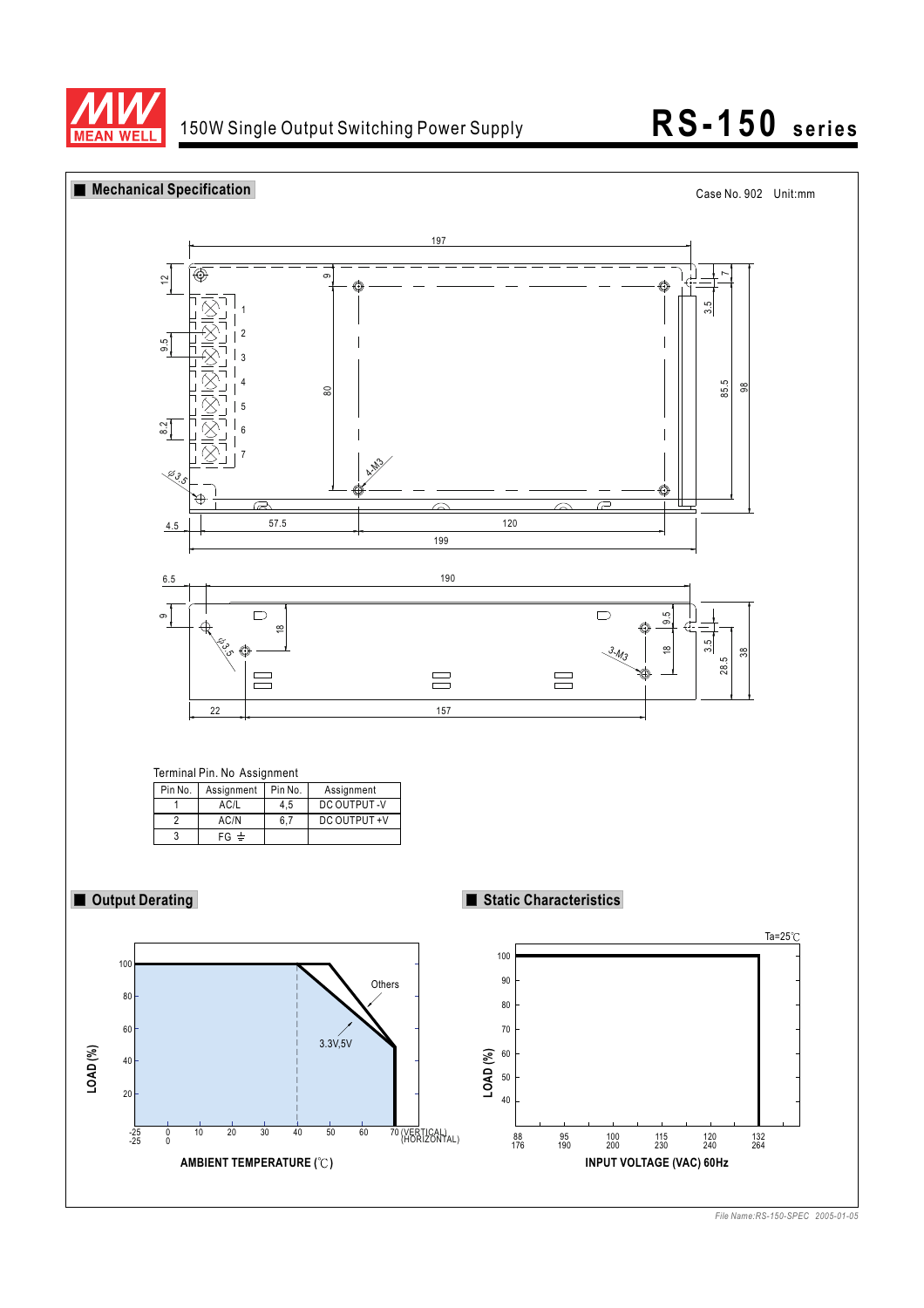## Mechanical Specification

Case No. 902 Unit:mm

197
12
9.5
8.2
ϕ3.5
4.5
57.5
120
199
9
80
4-M3
7
3.5
85.5
98
1 2 3 4 5 6 7

6.5
190
9
18
ϕ3.5
22
157
9.5
3-M3
18
3.5
28.5
38

Terminal Pin. No Assignment

| Pin No. | Assignment | Pin No. | Assignment |
|---|---|---|---|
| 1 | AC/L | 4,5 | DC OUTPUT -V |
| 2 | AC/N | 6,7 | DC OUTPUT +V |
| 3 | FG ⏚ | | |

## Output Derating

LOAD (%)
100
80
60
40
20
-25 -25
0 0
10 20 30 40 50 60
70 (VERTICAL) (HORIZONTAL)
Others
3.3V,5V
AMBIENT TEMPERATURE (℃)

## Static Characteristics

Ta=25℃
LOAD (%)
100
90
80
70
60
50
40
88 176
95 190
100 200
115 230
120 240
132 264
INPUT VOLTAGE (VAC) 60Hz

*File Name:RS-150-SPEC 2005-01-05*